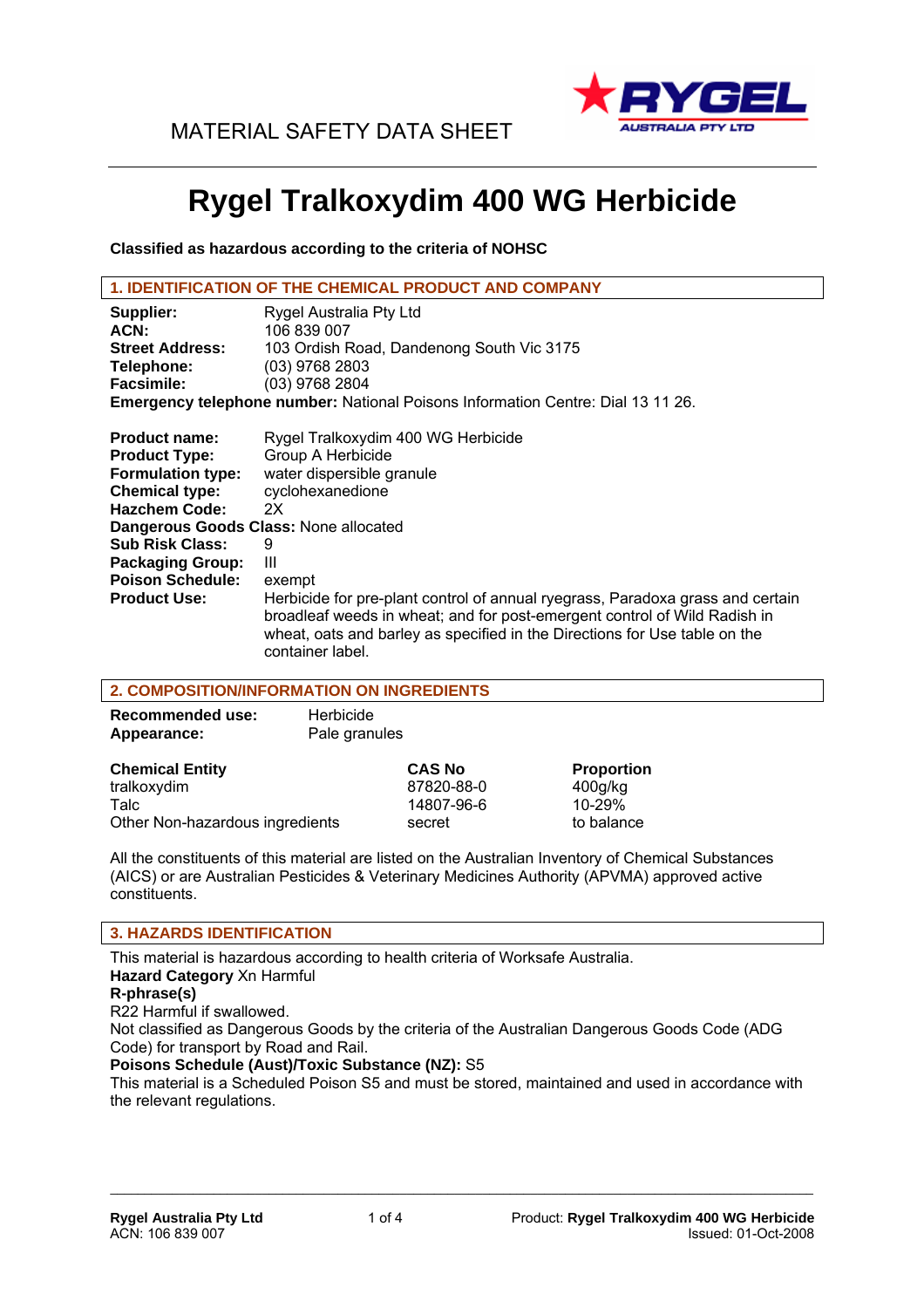MATERIAL SAFETY DATA SHEET

RYGEL AUSTRALIA PTY LTD

# Rygel Tralkoxydim 400 WG Herbicide

**Classified as hazardous according to the criteria of NOHSC**

## 1. IDENTIFICATION OF THE CHEMICAL PRODUCT AND COMPANY

**Supplier:** Rygel Australia Pty Ltd
**ACN:** 106 839 007
**Street Address:** 103 Ordish Road, Dandenong South Vic 3175
**Telephone:** (03) 9768 2803
**Facsimile:** (03) 9768 2804
**Emergency telephone number:** National Poisons Information Centre: Dial 13 11 26.

**Product name:** Rygel Tralkoxydim 400 WG Herbicide
**Product Type:** Group A Herbicide
**Formulation type:** water dispersible granule
**Chemical type:** cyclohexanedione
**Hazchem Code:** 2X
**Dangerous Goods Class:** None allocated
**Sub Risk Class:** 9
**Packaging Group:** III
**Poison Schedule:** exempt
**Product Use:** Herbicide for pre-plant control of annual ryegrass, Paradoxa grass and certain broadleaf weeds in wheat; and for post-emergent control of Wild Radish in wheat, oats and barley as specified in the Directions for Use table on the container label.

## 2. COMPOSITION/INFORMATION ON INGREDIENTS

**Recommended use:** Herbicide
**Appearance:** Pale granules

| Chemical Entity | CAS No | Proportion |
|---|---|---|
| tralkoxydim | 87820-88-0 | 400g/kg |
| Talc | 14807-96-6 | 10-29% |
| Other Non-hazardous ingredients | secret | to balance |

All the constituents of this material are listed on the Australian Inventory of Chemical Substances (AICS) or are Australian Pesticides & Veterinary Medicines Authority (APVMA) approved active constituents.

## 3. HAZARDS IDENTIFICATION

This material is hazardous according to health criteria of Worksafe Australia.
**Hazard Category** Xn Harmful
**R-phrase(s)**
R22 Harmful if swallowed.
Not classified as Dangerous Goods by the criteria of the Australian Dangerous Goods Code (ADG Code) for transport by Road and Rail.
**Poisons Schedule (Aust)/Toxic Substance (NZ):** S5
This material is a Scheduled Poison S5 and must be stored, maintained and used in accordance with the relevant regulations.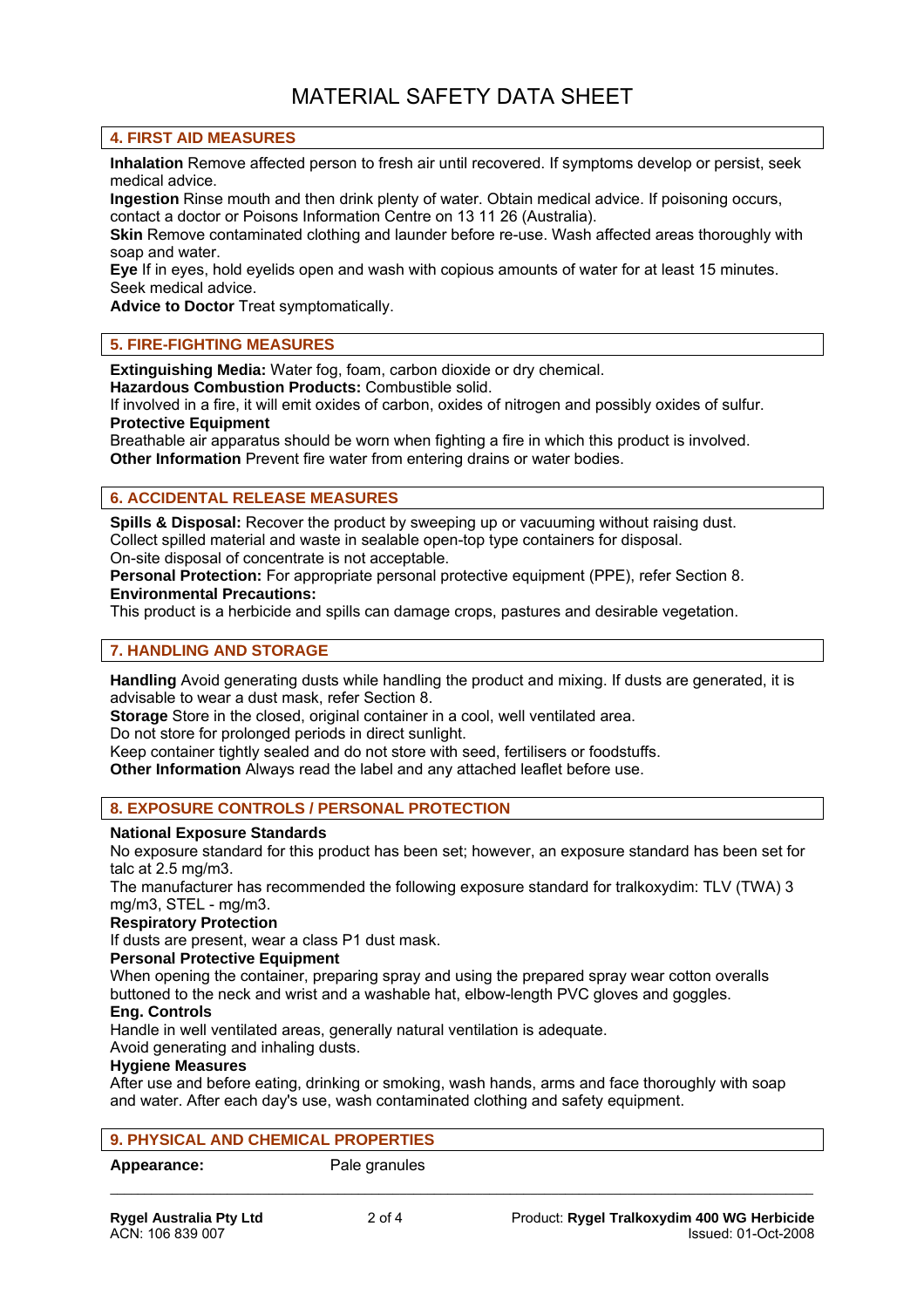# MATERIAL SAFETY DATA SHEET

## 4. FIRST AID MEASURES

**Inhalation** Remove affected person to fresh air until recovered. If symptoms develop or persist, seek medical advice.

**Ingestion** Rinse mouth and then drink plenty of water. Obtain medical advice. If poisoning occurs, contact a doctor or Poisons Information Centre on 13 11 26 (Australia).

**Skin** Remove contaminated clothing and launder before re-use. Wash affected areas thoroughly with soap and water.

**Eye** If in eyes, hold eyelids open and wash with copious amounts of water for at least 15 minutes. Seek medical advice.

**Advice to Doctor** Treat symptomatically.

## 5. FIRE-FIGHTING MEASURES

**Extinguishing Media:** Water fog, foam, carbon dioxide or dry chemical.

**Hazardous Combustion Products:** Combustible solid.

If involved in a fire, it will emit oxides of carbon, oxides of nitrogen and possibly oxides of sulfur.

**Protective Equipment**

Breathable air apparatus should be worn when fighting a fire in which this product is involved.

**Other Information** Prevent fire water from entering drains or water bodies.

## 6. ACCIDENTAL RELEASE MEASURES

**Spills & Disposal:** Recover the product by sweeping up or vacuuming without raising dust.

Collect spilled material and waste in sealable open-top type containers for disposal.

On-site disposal of concentrate is not acceptable.

**Personal Protection:** For appropriate personal protective equipment (PPE), refer Section 8.

**Environmental Precautions:**

This product is a herbicide and spills can damage crops, pastures and desirable vegetation.

## 7. HANDLING AND STORAGE

**Handling** Avoid generating dusts while handling the product and mixing. If dusts are generated, it is advisable to wear a dust mask, refer Section 8.

**Storage** Store in the closed, original container in a cool, well ventilated area.

Do not store for prolonged periods in direct sunlight.

Keep container tightly sealed and do not store with seed, fertilisers or foodstuffs.

**Other Information** Always read the label and any attached leaflet before use.

## 8. EXPOSURE CONTROLS / PERSONAL PROTECTION

**National Exposure Standards**

No exposure standard for this product has been set; however, an exposure standard has been set for talc at 2.5 mg/m3.

The manufacturer has recommended the following exposure standard for tralkoxydim: TLV (TWA) 3 mg/m3, STEL - mg/m3.

**Respiratory Protection**

If dusts are present, wear a class P1 dust mask.

**Personal Protective Equipment**

When opening the container, preparing spray and using the prepared spray wear cotton overalls buttoned to the neck and wrist and a washable hat, elbow-length PVC gloves and goggles.

**Eng. Controls**

Handle in well ventilated areas, generally natural ventilation is adequate.

Avoid generating and inhaling dusts.

**Hygiene Measures**

After use and before eating, drinking or smoking, wash hands, arms and face thoroughly with soap and water. After each day's use, wash contaminated clothing and safety equipment.

## 9. PHYSICAL AND CHEMICAL PROPERTIES

**Appearance:** Pale granules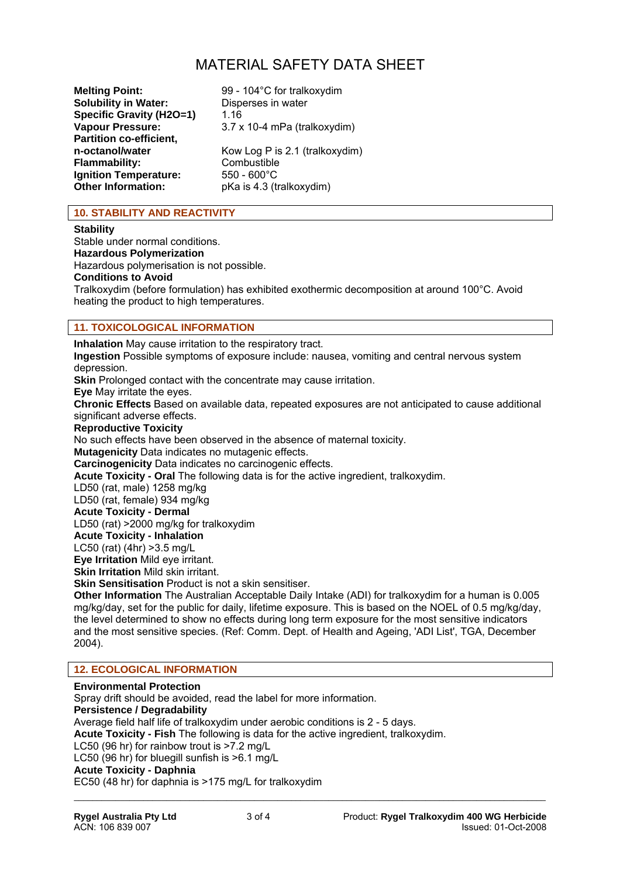# MATERIAL SAFETY DATA SHEET

| | |
|---|---|
| **Melting Point:** | 99 - 104°C for tralkoxydim |
| **Solubility in Water:** | Disperses in water |
| **Specific Gravity (H2O=1)** | 1.16 |
| **Vapour Pressure:** | 3.7 x 10-4 mPa (tralkoxydim) |
| **Partition co-efficient, n-octanol/water** | Kow Log P is 2.1 (tralkoxydim) |
| **Flammability:** | Combustible |
| **Ignition Temperature:** | 550 - 600°C |
| **Other Information:** | pKa is 4.3 (tralkoxydim) |

## 10. STABILITY AND REACTIVITY

**Stability**
Stable under normal conditions.
**Hazardous Polymerization**
Hazardous polymerisation is not possible.
**Conditions to Avoid**
Tralkoxydim (before formulation) has exhibited exothermic decomposition at around 100°C. Avoid heating the product to high temperatures.

## 11. TOXICOLOGICAL INFORMATION

**Inhalation** May cause irritation to the respiratory tract.
**Ingestion** Possible symptoms of exposure include: nausea, vomiting and central nervous system depression.
**Skin** Prolonged contact with the concentrate may cause irritation.
**Eye** May irritate the eyes.
**Chronic Effects** Based on available data, repeated exposures are not anticipated to cause additional significant adverse effects.
**Reproductive Toxicity**
No such effects have been observed in the absence of maternal toxicity.
**Mutagenicity** Data indicates no mutagenic effects.
**Carcinogenicity** Data indicates no carcinogenic effects.
**Acute Toxicity - Oral** The following data is for the active ingredient, tralkoxydim.
LD50 (rat, male) 1258 mg/kg
LD50 (rat, female) 934 mg/kg
**Acute Toxicity - Dermal**
LD50 (rat) >2000 mg/kg for tralkoxydim
**Acute Toxicity - Inhalation**
LC50 (rat) (4hr) >3.5 mg/L
**Eye Irritation** Mild eye irritant.
**Skin Irritation** Mild skin irritant.
**Skin Sensitisation** Product is not a skin sensitiser.
**Other Information** The Australian Acceptable Daily Intake (ADI) for tralkoxydim for a human is 0.005 mg/kg/day, set for the public for daily, lifetime exposure. This is based on the NOEL of 0.5 mg/kg/day, the level determined to show no effects during long term exposure for the most sensitive indicators and the most sensitive species. (Ref: Comm. Dept. of Health and Ageing, 'ADI List', TGA, December 2004).

## 12. ECOLOGICAL INFORMATION

**Environmental Protection**
Spray drift should be avoided, read the label for more information.
**Persistence / Degradability**
Average field half life of tralkoxydim under aerobic conditions is 2 - 5 days.
**Acute Toxicity - Fish** The following is data for the active ingredient, tralkoxydim.
LC50 (96 hr) for rainbow trout is >7.2 mg/L
LC50 (96 hr) for bluegill sunfish is >6.1 mg/L
**Acute Toxicity - Daphnia**
EC50 (48 hr) for daphnia is >175 mg/L for tralkoxydim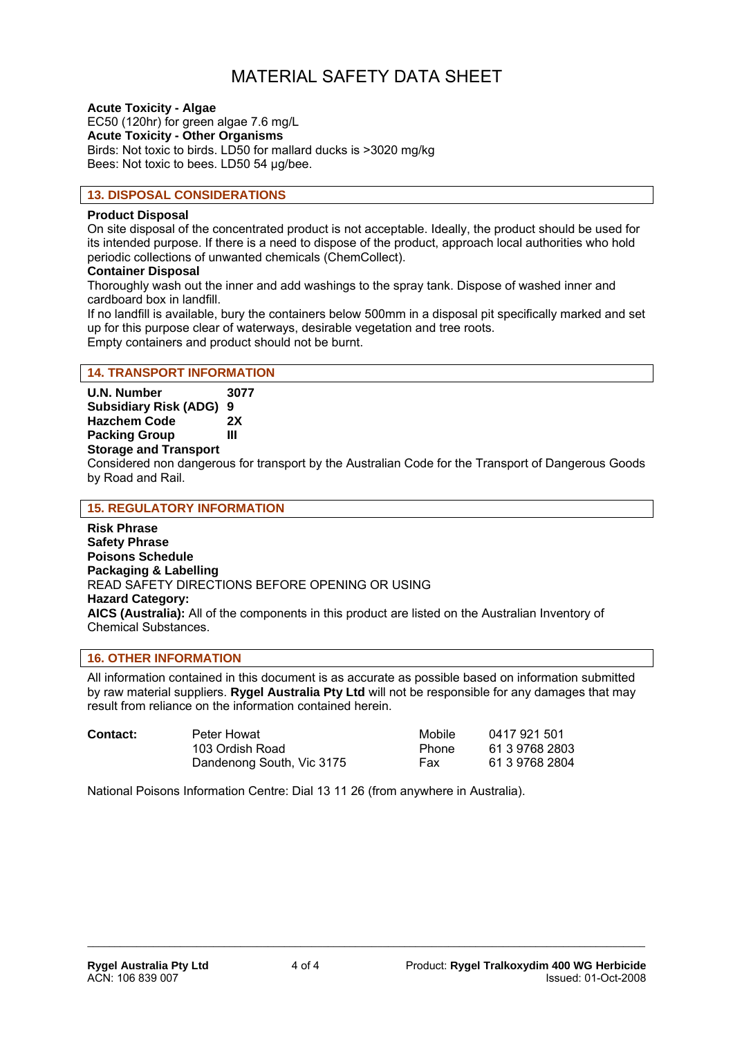# MATERIAL SAFETY DATA SHEET

**Acute Toxicity - Algae**
EC50 (120hr) for green algae 7.6 mg/L
**Acute Toxicity - Other Organisms**
Birds: Not toxic to birds. LD50 for mallard ducks is >3020 mg/kg
Bees: Not toxic to bees. LD50 54 µg/bee.

## 13. DISPOSAL CONSIDERATIONS

**Product Disposal**
On site disposal of the concentrated product is not acceptable. Ideally, the product should be used for its intended purpose. If there is a need to dispose of the product, approach local authorities who hold periodic collections of unwanted chemicals (ChemCollect).
**Container Disposal**
Thoroughly wash out the inner and add washings to the spray tank. Dispose of washed inner and cardboard box in landfill.
If no landfill is available, bury the containers below 500mm in a disposal pit specifically marked and set up for this purpose clear of waterways, desirable vegetation and tree roots.
Empty containers and product should not be burnt.

## 14. TRANSPORT INFORMATION

| | |
|---|---|
| **U.N. Number** | **3077** |
| **Subsidiary Risk (ADG)** | **9** |
| **Hazchem Code** | **2X** |
| **Packing Group** | **III** |

**Storage and Transport**
Considered non dangerous for transport by the Australian Code for the Transport of Dangerous Goods by Road and Rail.

## 15. REGULATORY INFORMATION

**Risk Phrase**
**Safety Phrase**
**Poisons Schedule**
**Packaging & Labelling**
READ SAFETY DIRECTIONS BEFORE OPENING OR USING
**Hazard Category:**
**AICS (Australia):** All of the components in this product are listed on the Australian Inventory of Chemical Substances.

## 16. OTHER INFORMATION

All information contained in this document is as accurate as possible based on information submitted by raw material suppliers. **Rygel Australia Pty Ltd** will not be responsible for any damages that may result from reliance on the information contained herein.

| | | | |
|---|---|---|---|
| **Contact:** | Peter Howat | Mobile | 0417 921 501 |
| | 103 Ordish Road | Phone | 61 3 9768 2803 |
| | Dandenong South, Vic 3175 | Fax | 61 3 9768 2804 |

National Poisons Information Centre: Dial 13 11 26 (from anywhere in Australia).